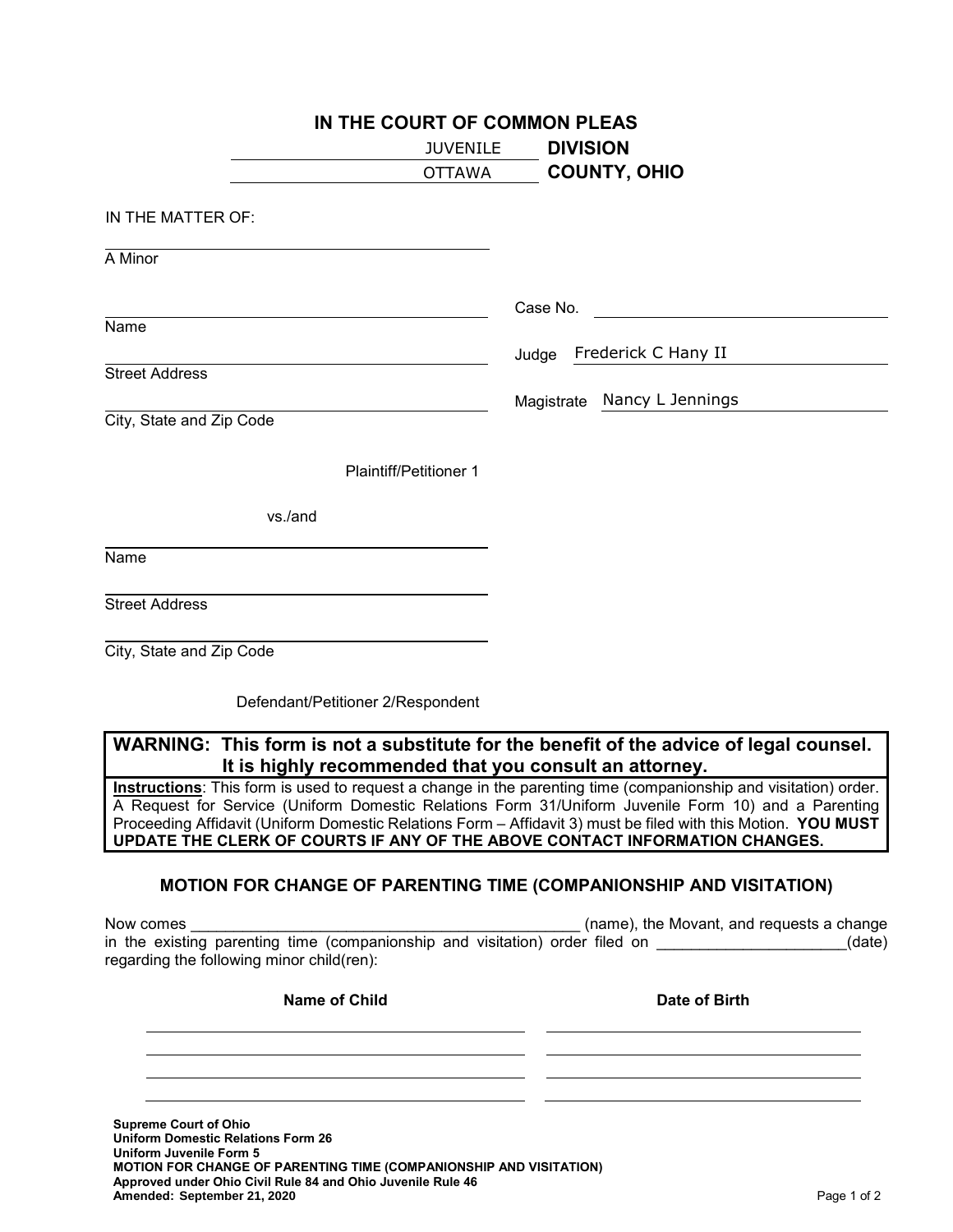# IN THE COURT OF COMMON PLEAS

JUVENILE **DIVISION**

OTTAWA **COUNTY, OHIO**

IN THE MATTER OF:

______________________________
A Minor

______________________________
Name

______________________________
Street Address

______________________________
City, State and Zip Code

Plaintiff/Petitioner 1

vs./and

______________________________
Name

______________________________
Street Address

______________________________
City, State and Zip Code

Defendant/Petitioner 2/Respondent

Case No. ______________________________

Judge Frederick C Hany II

Magistrate Nancy L Jennings

**WARNING: This form is not a substitute for the benefit of the advice of legal counsel. It is highly recommended that you consult an attorney.**

**Instructions**: This form is used to request a change in the parenting time (companionship and visitation) order. A Request for Service (Uniform Domestic Relations Form 31/Uniform Juvenile Form 10) and a Parenting Proceeding Affidavit (Uniform Domestic Relations Form – Affidavit 3) must be filed with this Motion. **YOU MUST UPDATE THE CLERK OF COURTS IF ANY OF THE ABOVE CONTACT INFORMATION CHANGES.**

## MOTION FOR CHANGE OF PARENTING TIME (COMPANIONSHIP AND VISITATION)

Now comes ______________________________________________ (name), the Movant, and requests a change in the existing parenting time (companionship and visitation) order filed on ______________________(date) regarding the following minor child(ren):

| Name of Child | Date of Birth |
|---|---|
| | |
| | |
| | |
| | |

**Supreme Court of Ohio**
**Uniform Domestic Relations Form 26**
**Uniform Juvenile Form 5**
**MOTION FOR CHANGE OF PARENTING TIME (COMPANIONSHIP AND VISITATION)**
**Approved under Ohio Civil Rule 84 and Ohio Juvenile Rule 46**
**Amended: September 21, 2020**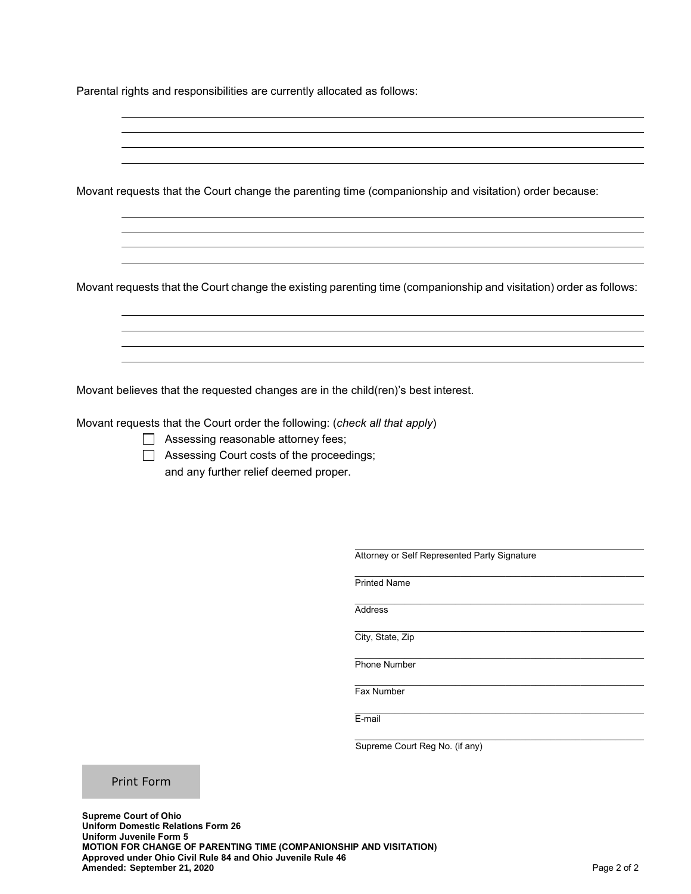Parental rights and responsibilities are currently allocated as follows:

\_\_\_\_\_\_\_\_\_\_\_\_\_\_\_\_\_\_\_\_\_\_\_\_\_\_\_\_\_\_\_\_\_\_\_\_\_\_\_\_\_\_\_\_\_\_\_\_\_\_\_\_\_\_\_\_\_\_\_\_
\_\_\_\_\_\_\_\_\_\_\_\_\_\_\_\_\_\_\_\_\_\_\_\_\_\_\_\_\_\_\_\_\_\_\_\_\_\_\_\_\_\_\_\_\_\_\_\_\_\_\_\_\_\_\_\_\_\_\_\_
\_\_\_\_\_\_\_\_\_\_\_\_\_\_\_\_\_\_\_\_\_\_\_\_\_\_\_\_\_\_\_\_\_\_\_\_\_\_\_\_\_\_\_\_\_\_\_\_\_\_\_\_\_\_\_\_\_\_\_\_
\_\_\_\_\_\_\_\_\_\_\_\_\_\_\_\_\_\_\_\_\_\_\_\_\_\_\_\_\_\_\_\_\_\_\_\_\_\_\_\_\_\_\_\_\_\_\_\_\_\_\_\_\_\_\_\_\_\_\_\_

Movant requests that the Court change the parenting time (companionship and visitation) order because:

\_\_\_\_\_\_\_\_\_\_\_\_\_\_\_\_\_\_\_\_\_\_\_\_\_\_\_\_\_\_\_\_\_\_\_\_\_\_\_\_\_\_\_\_\_\_\_\_\_\_\_\_\_\_\_\_\_\_\_\_
\_\_\_\_\_\_\_\_\_\_\_\_\_\_\_\_\_\_\_\_\_\_\_\_\_\_\_\_\_\_\_\_\_\_\_\_\_\_\_\_\_\_\_\_\_\_\_\_\_\_\_\_\_\_\_\_\_\_\_\_
\_\_\_\_\_\_\_\_\_\_\_\_\_\_\_\_\_\_\_\_\_\_\_\_\_\_\_\_\_\_\_\_\_\_\_\_\_\_\_\_\_\_\_\_\_\_\_\_\_\_\_\_\_\_\_\_\_\_\_\_
\_\_\_\_\_\_\_\_\_\_\_\_\_\_\_\_\_\_\_\_\_\_\_\_\_\_\_\_\_\_\_\_\_\_\_\_\_\_\_\_\_\_\_\_\_\_\_\_\_\_\_\_\_\_\_\_\_\_\_\_

Movant requests that the Court change the existing parenting time (companionship and visitation) order as follows:

\_\_\_\_\_\_\_\_\_\_\_\_\_\_\_\_\_\_\_\_\_\_\_\_\_\_\_\_\_\_\_\_\_\_\_\_\_\_\_\_\_\_\_\_\_\_\_\_\_\_\_\_\_\_\_\_\_\_\_\_
\_\_\_\_\_\_\_\_\_\_\_\_\_\_\_\_\_\_\_\_\_\_\_\_\_\_\_\_\_\_\_\_\_\_\_\_\_\_\_\_\_\_\_\_\_\_\_\_\_\_\_\_\_\_\_\_\_\_\_\_
\_\_\_\_\_\_\_\_\_\_\_\_\_\_\_\_\_\_\_\_\_\_\_\_\_\_\_\_\_\_\_\_\_\_\_\_\_\_\_\_\_\_\_\_\_\_\_\_\_\_\_\_\_\_\_\_\_\_\_\_
\_\_\_\_\_\_\_\_\_\_\_\_\_\_\_\_\_\_\_\_\_\_\_\_\_\_\_\_\_\_\_\_\_\_\_\_\_\_\_\_\_\_\_\_\_\_\_\_\_\_\_\_\_\_\_\_\_\_\_\_

Movant believes that the requested changes are in the child(ren)'s best interest.

Movant requests that the Court order the following: (*check all that apply*)

- ☐ Assessing reasonable attorney fees;
- ☐ Assessing Court costs of the proceedings;

and any further relief deemed proper.

\_\_\_\_\_\_\_\_\_\_\_\_\_\_\_\_\_\_\_\_\_\_\_\_\_\_\_\_\_\_\_\_\_\_\_\_\_\_\_\_
Attorney or Self Represented Party Signature

\_\_\_\_\_\_\_\_\_\_\_\_\_\_\_\_\_\_\_\_\_\_\_\_\_\_\_\_\_\_\_\_\_\_\_\_\_\_\_\_
Printed Name

\_\_\_\_\_\_\_\_\_\_\_\_\_\_\_\_\_\_\_\_\_\_\_\_\_\_\_\_\_\_\_\_\_\_\_\_\_\_\_\_
Address

\_\_\_\_\_\_\_\_\_\_\_\_\_\_\_\_\_\_\_\_\_\_\_\_\_\_\_\_\_\_\_\_\_\_\_\_\_\_\_\_
City, State, Zip

\_\_\_\_\_\_\_\_\_\_\_\_\_\_\_\_\_\_\_\_\_\_\_\_\_\_\_\_\_\_\_\_\_\_\_\_\_\_\_\_
Phone Number

\_\_\_\_\_\_\_\_\_\_\_\_\_\_\_\_\_\_\_\_\_\_\_\_\_\_\_\_\_\_\_\_\_\_\_\_\_\_\_\_
Fax Number

\_\_\_\_\_\_\_\_\_\_\_\_\_\_\_\_\_\_\_\_\_\_\_\_\_\_\_\_\_\_\_\_\_\_\_\_\_\_\_\_
E-mail

\_\_\_\_\_\_\_\_\_\_\_\_\_\_\_\_\_\_\_\_\_\_\_\_\_\_\_\_\_\_\_\_\_\_\_\_\_\_\_\_
Supreme Court Reg No. (if any)

Print Form

**Supreme Court of Ohio**
**Uniform Domestic Relations Form 26**
**Uniform Juvenile Form 5**
**MOTION FOR CHANGE OF PARENTING TIME (COMPANIONSHIP AND VISITATION)**
**Approved under Ohio Civil Rule 84 and Ohio Juvenile Rule 46**
**Amended: September 21, 2020**